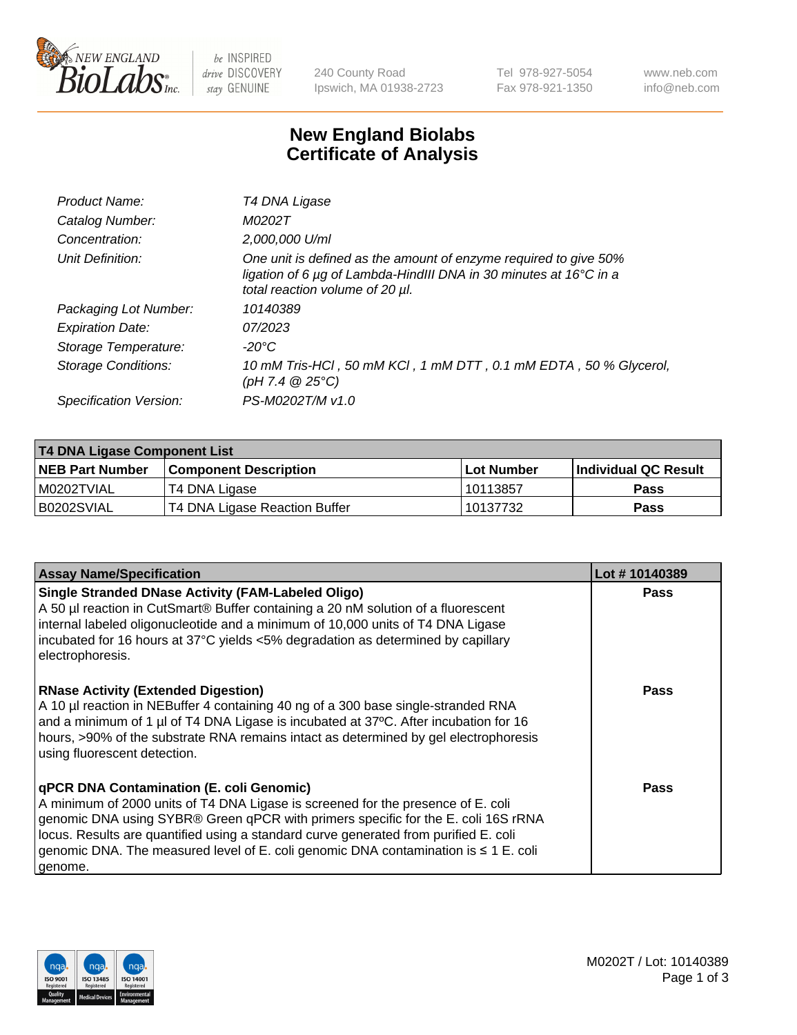NEW ENGLAND BioLabs Inc. — be INSPIRED drive DISCOVERY stay GENUINE

240 County Road
Ipswich, MA 01938-2723

Tel 978-927-5054
Fax 978-921-1350

www.neb.com
info@neb.com

# New England Biolabs Certificate of Analysis

| | |
|---|---|
| *Product Name:* | *T4 DNA Ligase* |
| *Catalog Number:* | *M0202T* |
| *Concentration:* | *2,000,000 U/ml* |
| *Unit Definition:* | *One unit is defined as the amount of enzyme required to give 50% ligation of 6 µg of Lambda-HindIII DNA in 30 minutes at 16°C in a total reaction volume of 20 µl.* |
| *Packaging Lot Number:* | *10140389* |
| *Expiration Date:* | *07/2023* |
| *Storage Temperature:* | *-20°C* |
| *Storage Conditions:* | *10 mM Tris-HCl , 50 mM KCl , 1 mM DTT , 0.1 mM EDTA , 50 % Glycerol, (pH 7.4 @ 25°C)* |
| *Specification Version:* | *PS-M0202T/M v1.0* |

| **T4 DNA Ligase Component List** | | | |
|---|---|---|---|
| **NEB Part Number** | **Component Description** | **Lot Number** | **Individual QC Result** |
| M0202TVIAL | T4 DNA Ligase | 10113857 | **Pass** |
| B0202SVIAL | T4 DNA Ligase Reaction Buffer | 10137732 | **Pass** |

| **Assay Name/Specification** | **Lot # 10140389** |
|---|---|
| **Single Stranded DNase Activity (FAM-Labeled Oligo)** A 50 µl reaction in CutSmart® Buffer containing a 20 nM solution of a fluorescent internal labeled oligonucleotide and a minimum of 10,000 units of T4 DNA Ligase incubated for 16 hours at 37°C yields <5% degradation as determined by capillary electrophoresis. | **Pass** |
| **RNase Activity (Extended Digestion)** A 10 µl reaction in NEBuffer 4 containing 40 ng of a 300 base single-stranded RNA and a minimum of 1 µl of T4 DNA Ligase is incubated at 37ºC. After incubation for 16 hours, >90% of the substrate RNA remains intact as determined by gel electrophoresis using fluorescent detection. | **Pass** |
| **qPCR DNA Contamination (E. coli Genomic)** A minimum of 2000 units of T4 DNA Ligase is screened for the presence of E. coli genomic DNA using SYBR® Green qPCR with primers specific for the E. coli 16S rRNA locus. Results are quantified using a standard curve generated from purified E. coli genomic DNA. The measured level of E. coli genomic DNA contamination is ≤ 1 E. coli genome. | **Pass** |

M0202T / Lot: 10140389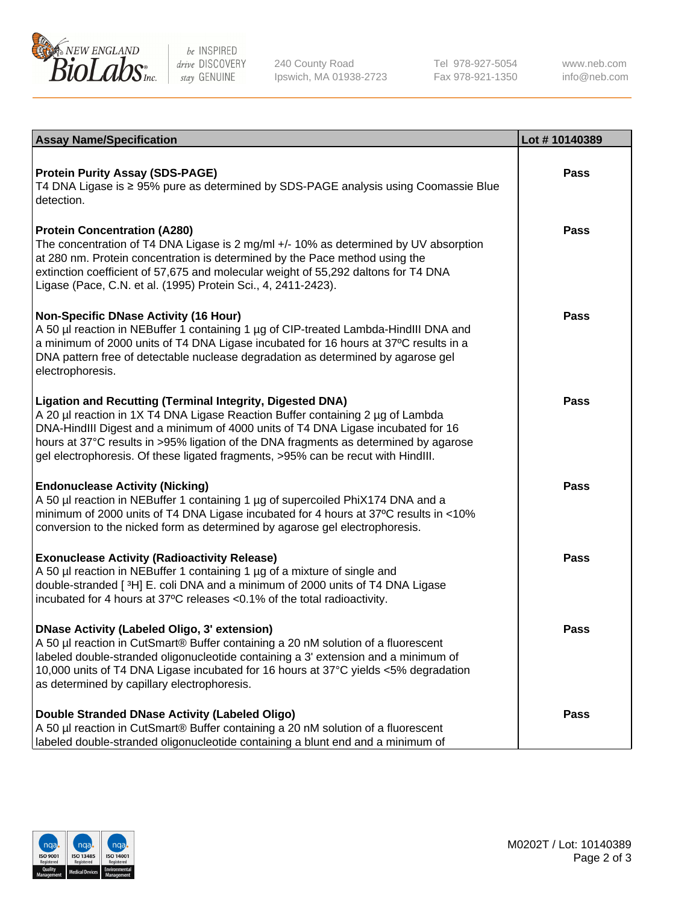| Assay Name/Specification | Lot # 10140389 |
| --- | --- |
| **Protein Purity Assay (SDS-PAGE)**<br>T4 DNA Ligase is ≥ 95% pure as determined by SDS-PAGE analysis using Coomassie Blue detection. | Pass |
| **Protein Concentration (A280)**<br>The concentration of T4 DNA Ligase is 2 mg/ml +/- 10% as determined by UV absorption at 280 nm. Protein concentration is determined by the Pace method using the extinction coefficient of 57,675 and molecular weight of 55,292 daltons for T4 DNA Ligase (Pace, C.N. et al. (1995) Protein Sci., 4, 2411-2423). | Pass |
| **Non-Specific DNase Activity (16 Hour)**<br>A 50 µl reaction in NEBuffer 1 containing 1 µg of CIP-treated Lambda-HindIII DNA and a minimum of 2000 units of T4 DNA Ligase incubated for 16 hours at 37ºC results in a DNA pattern free of detectable nuclease degradation as determined by agarose gel electrophoresis. | Pass |
| **Ligation and Recutting (Terminal Integrity, Digested DNA)**<br>A 20 µl reaction in 1X T4 DNA Ligase Reaction Buffer containing 2 µg of Lambda DNA-HindIII Digest and a minimum of 4000 units of T4 DNA Ligase incubated for 16 hours at 37°C results in >95% ligation of the DNA fragments as determined by agarose gel electrophoresis. Of these ligated fragments, >95% can be recut with HindIII. | Pass |
| **Endonuclease Activity (Nicking)**<br>A 50 µl reaction in NEBuffer 1 containing 1 µg of supercoiled PhiX174 DNA and a minimum of 2000 units of T4 DNA Ligase incubated for 4 hours at 37ºC results in <10% conversion to the nicked form as determined by agarose gel electrophoresis. | Pass |
| **Exonuclease Activity (Radioactivity Release)**<br>A 50 µl reaction in NEBuffer 1 containing 1 µg of a mixture of single and double-stranded [ $^3$H] E. coli DNA and a minimum of 2000 units of T4 DNA Ligase incubated for 4 hours at 37ºC releases <0.1% of the total radioactivity. | Pass |
| **DNase Activity (Labeled Oligo, 3' extension)**<br>A 50 µl reaction in CutSmart® Buffer containing a 20 nM solution of a fluorescent labeled double-stranded oligonucleotide containing a 3' extension and a minimum of 10,000 units of T4 DNA Ligase incubated for 16 hours at 37°C yields <5% degradation as determined by capillary electrophoresis. | Pass |
| **Double Stranded DNase Activity (Labeled Oligo)**<br>A 50 µl reaction in CutSmart® Buffer containing a 20 nM solution of a fluorescent labeled double-stranded oligonucleotide containing a blunt end and a minimum of | Pass |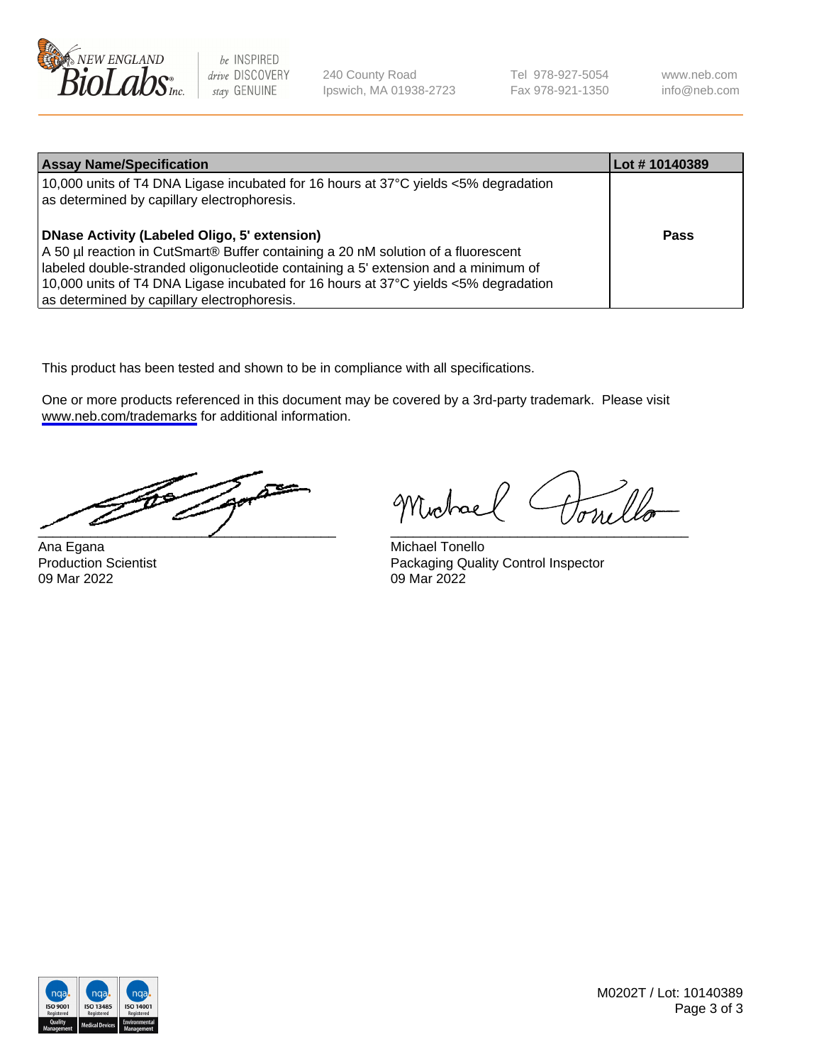| Assay Name/Specification | Lot # 10140389 |
| --- | --- |
| 10,000 units of T4 DNA Ligase incubated for 16 hours at 37°C yields <5% degradation as determined by capillary electrophoresis. | |
| **DNase Activity (Labeled Oligo, 5' extension)**<br>A 50 µl reaction in CutSmart® Buffer containing a 20 nM solution of a fluorescent labeled double-stranded oligonucleotide containing a 5' extension and a minimum of 10,000 units of T4 DNA Ligase incubated for 16 hours at 37°C yields <5% degradation as determined by capillary electrophoresis. | **Pass** |

This product has been tested and shown to be in compliance with all specifications.

One or more products referenced in this document may be covered by a 3rd-party trademark. Please visit www.neb.com/trademarks for additional information.

Ana Egana
Production Scientist
09 Mar 2022

Michael Tonello
Packaging Quality Control Inspector
09 Mar 2022

M0202T / Lot: 10140389